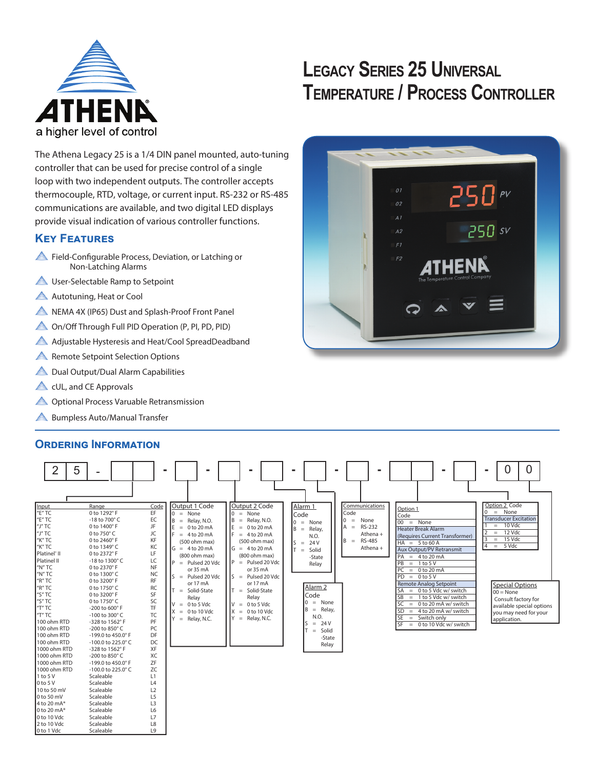# Legacy Series 25 Universal Temperature / Process Controller

ATHENA — a higher level of control

The Athena Legacy 25 is a 1/4 DIN panel mounted, auto-tuning controller that can be used for precise control of a single loop with two independent outputs. The controller accepts thermocouple, RTD, voltage, or current input. RS-232 or RS-485 communications are available, and two digital LED displays provide visual indication of various controller functions.

## Key Features

- Field-Configurable Process, Deviation, or Latching or Non-Latching Alarms
- User-Selectable Ramp to Setpoint
- Autotuning, Heat or Cool
- NEMA 4X (IP65) Dust and Splash-Proof Front Panel
- On/Off Through Full PID Operation (P, PI, PD, PID)
- Adjustable Hysteresis and Heat/Cool SpreadDeadband
- Remote Setpoint Selection Options
- Dual Output/Dual Alarm Capabilities
- cUL, and CE Approvals
- Optional Process Varuable Retransmission
- Bumpless Auto/Manual Transfer

## Ordering Information

25 - [ ][ ] - [ ] - [ ] - [ ] - [ ] - [ ] - [ ][ ] - [ ] - 0 0

| Input | Range | Code |
|---|---|---|
| "E" TC | 0 to 1292° F | EF |
| "E" TC | -18 to 700° C | EC |
| "J" TC | 0 to 1400° F | JF |
| "J" TC | 0 to 750° C | JC |
| "K" TC | 0 to 2460° F | KF |
| "K" TC | 0 to 1349° C | KC |
| Platinel° II | 0 to 2372° F | LF |
| Platinel II | -18 to 1300° C | LC |
| "N" TC | 0 to 2370° F | NF |
| "N" TC | 0 to 1300° C | NC |
| "R" TC | 0 to 3200° F | RF |
| "R" TC | 0 to 1750° C | RC |
| "S" TC | 0 to 3200° F | SF |
| "S" TC | 0 to 1750° C | SC |
| "T" TC | -200 to 600° F | TF |
| "T" TC | -100 to 300° C | TC |
| 100 ohm RTD | -328 to 1562° F | PF |
| 100 ohm RTD | -200 to 850° C | PC |
| 100 ohm RTD | -199.0 to 450.0° F | DF |
| 100 ohm RTD | -100.0 to 225.0° C | DC |
| 1000 ohm RTD | -328 to 1562° F | XF |
| 1000 ohm RTD | -200 to 850° C | XC |
| 1000 ohm RTD | -199.0 to 450.0° F | ZF |
| 1000 ohm RTD | -100.0 to 225.0° C | ZC |
| 1 to 5 V | Scaleable | L1 |
| 0 to 5 V | Scaleable | L4 |
| 10 to 50 mV | Scaleable | L2 |
| 0 to 50 mV | Scaleable | L5 |
| 4 to 20 mA* | Scaleable | L3 |
| 0 to 20 mA* | Scaleable | L6 |
| 0 to 10 Vdc | Scaleable | L7 |
| 2 to 10 Vdc | Scaleable | L8 |
| 0 to 1 Vdc | Scaleable | L9 |

**Output 1 Code**
- 0 = None
- B = Relay, N.O.
- E = 0 to 20 mA
- F = 4 to 20 mA (500 ohm max)
- G = 4 to 20 mA (800 ohm max)
- P = Pulsed 20 Vdc or 35 mA
- S = Pulsed 20 Vdc or 17 mA
- T = Solid-State Relay
- V = 0 to 5 Vdc
- X = 0 to 10 Vdc
- Y = Relay, N.C.

**Output 2 Code**
- 0 = None
- B = Relay, N.O.
- E = 0 to 20 mA
- F = 4 to 20 mA (500 ohm max)
- G = 4 to 20 mA (800 ohm max)
- P = Pulsed 20 Vdc or 35 mA
- S = Pulsed 20 Vdc or 17 mA
- T = Solid-State Relay
- V = 0 to 5 Vdc
- X = 0 to 10 Vdc
- Y = Relay, N.C.

**Alarm 1 Code**
- 0 = None
- B = Relay, N.O.
- S = 24 V
- T = Solid-State Relay

**Alarm 2 Code**
- 0 = None
- B = Relay, N.O.
- S = 24 V
- T = Solid-State Relay

**Communications Code**
- 0 = None
- A = RS-232 Athena +
- B = RS-485 Athena +

**Option 1 Code**
- 00 = None

Heater Break Alarm (Requires Current Transformer)
- HA = 5 to 60 A

Aux Output/PV Retransmit
- PA = 4 to 20 mA
- PB = 1 to 5 V
- PC = 0 to 20 mA
- PD = 0 to 5 V

Remote Analog Setpoint
- SA = 0 to 5 Vdc w/ switch
- SB = 1 to 5 Vdc w/ switch
- SC = 0 to 20 mA w/ switch
- SD = 4 to 20 mA w/ switch
- SE = Switch only
- SF = 0 to 10 Vdc w/ switch

**Option 2 Code**
- 0 = None

Transducer Excitation
- 1 = 10 Vdc
- 2 = 12 Vdc
- 3 = 15 Vdc
- 4 = 5 Vdc

**Special Options**
- 00 = None

Consult factory for available special options you may need for your application.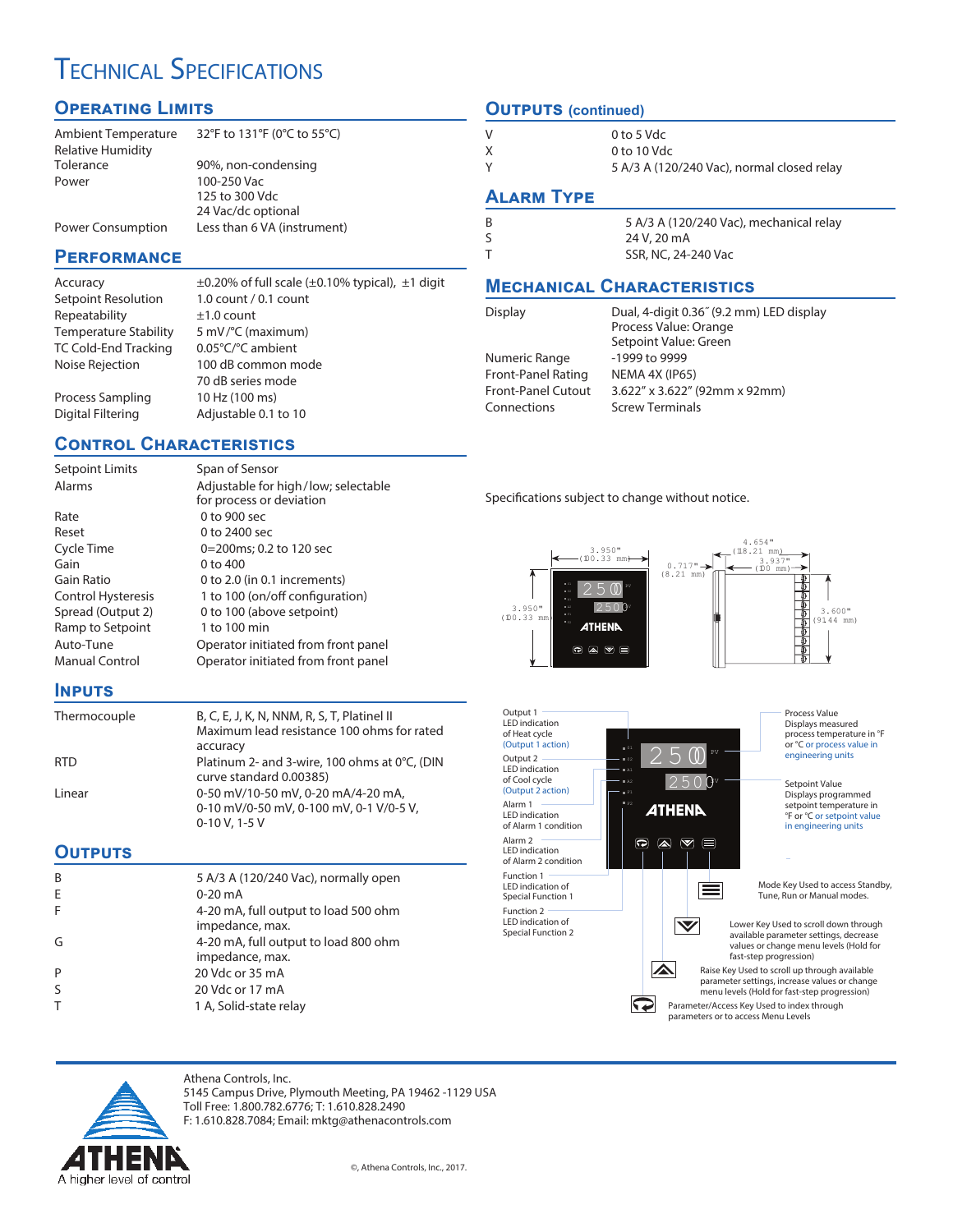# Technical Specifications

## Operating Limits

| | |
|---|---|
| Ambient Temperature | 32°F to 131°F (0°C to 55°C) |
| Relative Humidity Tolerance | 90%, non-condensing |
| Power | 100-250 Vac<br>125 to 300 Vdc<br>24 Vac/dc optional |
| Power Consumption | Less than 6 VA (instrument) |

## Performance

| | |
|---|---|
| Accuracy | ±0.20% of full scale (±0.10% typical), ±1 digit |
| Setpoint Resolution | 1.0 count / 0.1 count |
| Repeatability | ±1.0 count |
| Temperature Stability | 5 mV/°C (maximum) |
| TC Cold-End Tracking | 0.05°C/°C ambient |
| Noise Rejection | 100 dB common mode<br>70 dB series mode |
| Process Sampling | 10 Hz (100 ms) |
| Digital Filtering | Adjustable 0.1 to 10 |

## Control Characteristics

| | |
|---|---|
| Setpoint Limits | Span of Sensor |
| Alarms | Adjustable for high/low; selectable for process or deviation |
| Rate | 0 to 900 sec |
| Reset | 0 to 2400 sec |
| Cycle Time | 0=200ms; 0.2 to 120 sec |
| Gain | 0 to 400 |
| Gain Ratio | 0 to 2.0 (in 0.1 increments) |
| Control Hysteresis | 1 to 100 (on/off configuration) |
| Spread (Output 2) | 0 to 100 (above setpoint) |
| Ramp to Setpoint | 1 to 100 min |
| Auto-Tune | Operator initiated from front panel |
| Manual Control | Operator initiated from front panel |

## Inputs

| | |
|---|---|
| Thermocouple | B, C, E, J, K, N, NNM, R, S, T, Platinel II<br>Maximum lead resistance 100 ohms for rated accuracy |
| RTD | Platinum 2- and 3-wire, 100 ohms at 0°C, (DIN curve standard 0.00385) |
| Linear | 0-50 mV/10-50 mV, 0-20 mA/4-20 mA, 0-10 mV/0-50 mV, 0-100 mV, 0-1 V/0-5 V, 0-10 V, 1-5 V |

## Outputs

| | |
|---|---|
| B | 5 A/3 A (120/240 Vac), normally open |
| E | 0-20 mA |
| F | 4-20 mA, full output to load 500 ohm impedance, max. |
| G | 4-20 mA, full output to load 800 ohm impedance, max. |
| P | 20 Vdc or 35 mA |
| S | 20 Vdc or 17 mA |
| T | 1 A, Solid-state relay |

## Outputs (continued)

| | |
|---|---|
| V | 0 to 5 Vdc |
| X | 0 to 10 Vdc |
| Y | 5 A/3 A (120/240 Vac), normal closed relay |

## Alarm Type

| | |
|---|---|
| B | 5 A/3 A (120/240 Vac), mechanical relay |
| S | 24 V, 20 mA |
| T | SSR, NC, 24-240 Vac |

## Mechanical Characteristics

| | |
|---|---|
| Display | Dual, 4-digit 0.36˝ (9.2 mm) LED display<br>Process Value: Orange<br>Setpoint Value: Green |
| Numeric Range | -1999 to 9999 |
| Front-Panel Rating | NEMA 4X (IP65) |
| Front-Panel Cutout | 3.622" x 3.622" (92mm x 92mm) |
| Connections | Screw Terminals |

Specifications subject to change without notice.

3.950" (100.33 mm)
3.950" (100.33 mm)
0.717" (8.21 mm)
4.654" (118.21 mm)
3.937" (100 mm)
3.600" (91.44 mm)

Output 1 LED indication of Heat cycle (Output 1 action)

Output 2 LED indication of Cool cycle (Output 2 action)

Alarm 1 LED indication of Alarm 1 condition

Alarm 2 LED indication of Alarm 2 condition

Function 1 LED indication of Special Function 1

Function 2 LED indication of Special Function 2

Process Value Displays measured process temperature in °F or °C or process value in engineering units

Setpoint Value Displays programmed setpoint temperature in °F or °C or setpoint value in engineering units

Mode Key Used to access Standby, Tune, Run or Manual modes.

Lower Key Used to scroll down through available parameter settings, decrease values or change menu levels (Hold for fast-step progression)

Raise Key Used to scroll up through available parameter settings, increase values or change menu levels (Hold for fast-step progression)

Parameter/Access Key Used to index through parameters or to access Menu Levels

Athena Controls, Inc.
5145 Campus Drive, Plymouth Meeting, PA 19462 -1129 USA
Toll Free: 1.800.782.6776; T: 1.610.828.2490
F: 1.610.828.7084; Email: mktg@athenacontrols.com

ATHENA
A higher level of control

©, Athena Controls, Inc., 2017.